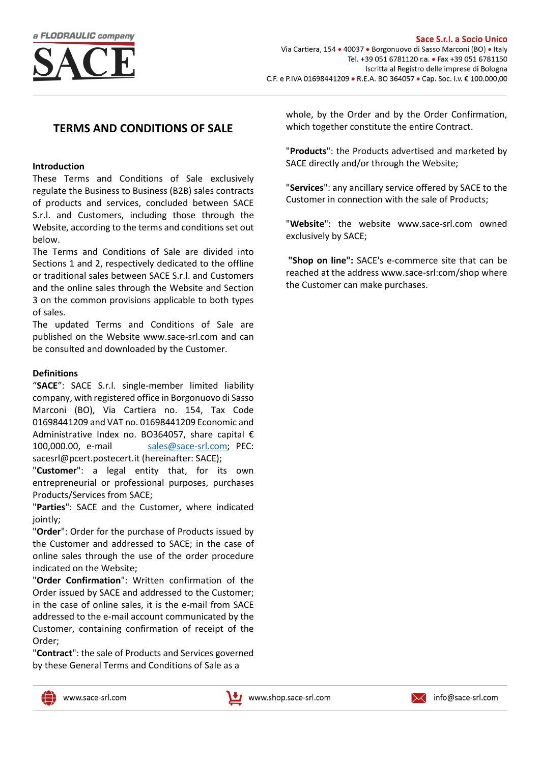# TERMS AND CONDITIONS OF SALE

**Introduction**

These Terms and Conditions of Sale exclusively regulate the Business to Business (B2B) sales contracts of products and services, concluded between SACE S.r.l. and Customers, including those through the Website, according to the terms and conditions set out below.

The Terms and Conditions of Sale are divided into Sections 1 and 2, respectively dedicated to the offline or traditional sales between SACE S.r.l. and Customers and the online sales through the Website and Section 3 on the common provisions applicable to both types of sales.

The updated Terms and Conditions of Sale are published on the Website www.sace-srl.com and can be consulted and downloaded by the Customer.

**Definitions**

"**SACE**": SACE S.r.l. single-member limited liability company, with registered office in Borgonuovo di Sasso Marconi (BO), Via Cartiera no. 154, Tax Code 01698441209 and VAT no. 01698441209 Economic and Administrative Index no. BO364057, share capital € 100,000.00, e-mail sales@sace-srl.com; PEC: sacesrl@pcert.postecert.it (hereinafter: SACE);

"**Customer**": a legal entity that, for its own entrepreneurial or professional purposes, purchases Products/Services from SACE;

"**Parties**": SACE and the Customer, where indicated jointly;

"**Order**": Order for the purchase of Products issued by the Customer and addressed to SACE; in the case of online sales through the use of the order procedure indicated on the Website;

"**Order Confirmation**": Written confirmation of the Order issued by SACE and addressed to the Customer; in the case of online sales, it is the e-mail from SACE addressed to the e-mail account communicated by the Customer, containing confirmation of receipt of the Order;

"**Contract**": the sale of Products and Services governed by these General Terms and Conditions of Sale as a whole, by the Order and by the Order Confirmation, which together constitute the entire Contract.

"**Products**": the Products advertised and marketed by SACE directly and/or through the Website;

"**Services**": any ancillary service offered by SACE to the Customer in connection with the sale of Products;

"**Website**": the website www.sace-srl.com owned exclusively by SACE;

"**Shop on line":** SACE's e-commerce site that can be reached at the address www.sace-srl:com/shop where the Customer can make purchases.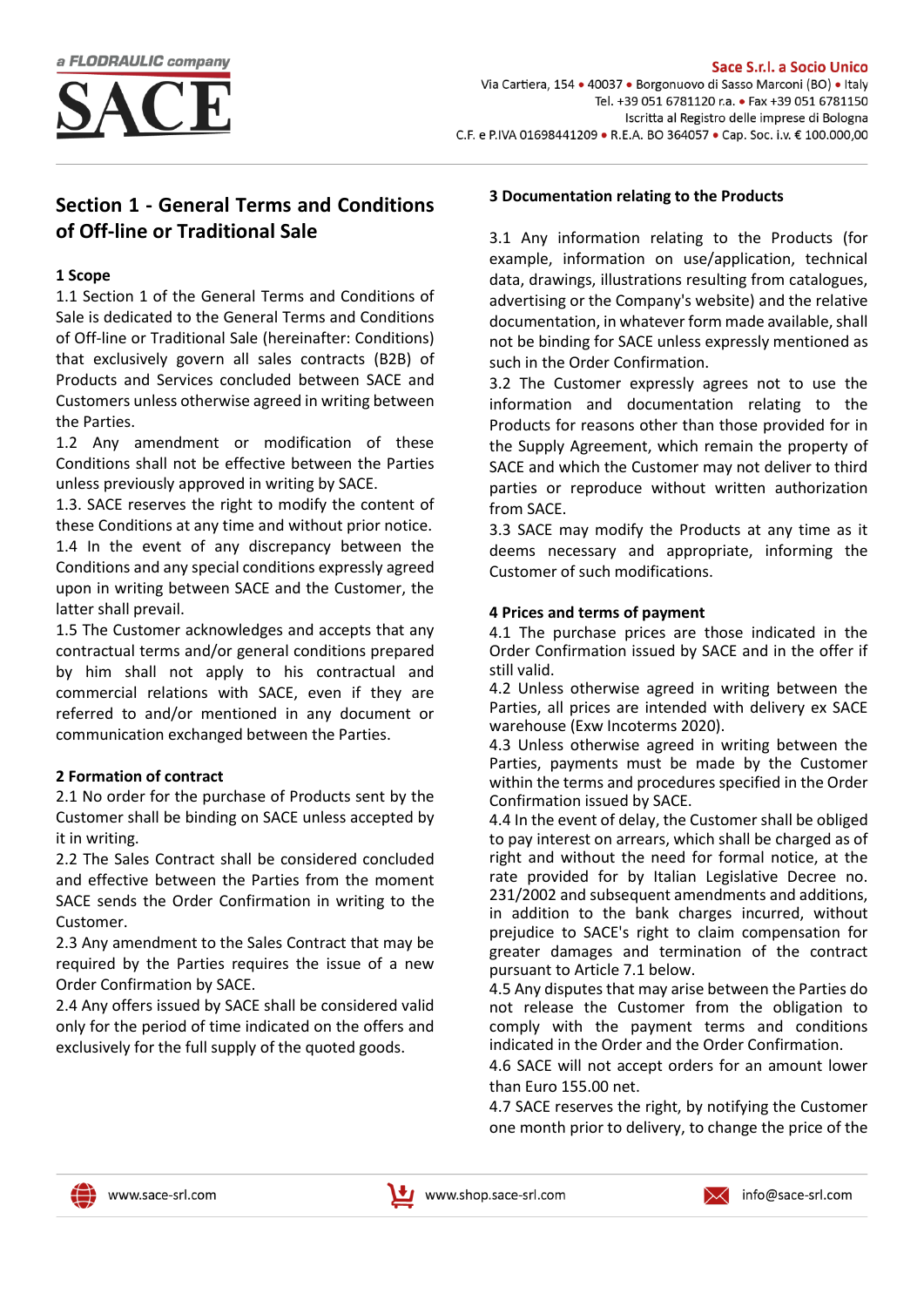## Section 1 - General Terms and Conditions of Off-line or Traditional Sale

### 1 Scope

1.1 Section 1 of the General Terms and Conditions of Sale is dedicated to the General Terms and Conditions of Off-line or Traditional Sale (hereinafter: Conditions) that exclusively govern all sales contracts (B2B) of Products and Services concluded between SACE and Customers unless otherwise agreed in writing between the Parties.

1.2 Any amendment or modification of these Conditions shall not be effective between the Parties unless previously approved in writing by SACE.

1.3. SACE reserves the right to modify the content of these Conditions at any time and without prior notice.

1.4 In the event of any discrepancy between the Conditions and any special conditions expressly agreed upon in writing between SACE and the Customer, the latter shall prevail.

1.5 The Customer acknowledges and accepts that any contractual terms and/or general conditions prepared by him shall not apply to his contractual and commercial relations with SACE, even if they are referred to and/or mentioned in any document or communication exchanged between the Parties.

### 2 Formation of contract

2.1 No order for the purchase of Products sent by the Customer shall be binding on SACE unless accepted by it in writing.

2.2 The Sales Contract shall be considered concluded and effective between the Parties from the moment SACE sends the Order Confirmation in writing to the Customer.

2.3 Any amendment to the Sales Contract that may be required by the Parties requires the issue of a new Order Confirmation by SACE.

2.4 Any offers issued by SACE shall be considered valid only for the period of time indicated on the offers and exclusively for the full supply of the quoted goods.

### 3 Documentation relating to the Products

3.1 Any information relating to the Products (for example, information on use/application, technical data, drawings, illustrations resulting from catalogues, advertising or the Company's website) and the relative documentation, in whatever form made available, shall not be binding for SACE unless expressly mentioned as such in the Order Confirmation.

3.2 The Customer expressly agrees not to use the information and documentation relating to the Products for reasons other than those provided for in the Supply Agreement, which remain the property of SACE and which the Customer may not deliver to third parties or reproduce without written authorization from SACE.

3.3 SACE may modify the Products at any time as it deems necessary and appropriate, informing the Customer of such modifications.

### 4 Prices and terms of payment

4.1 The purchase prices are those indicated in the Order Confirmation issued by SACE and in the offer if still valid.

4.2 Unless otherwise agreed in writing between the Parties, all prices are intended with delivery ex SACE warehouse (Exw Incoterms 2020).

4.3 Unless otherwise agreed in writing between the Parties, payments must be made by the Customer within the terms and procedures specified in the Order Confirmation issued by SACE.

4.4 In the event of delay, the Customer shall be obliged to pay interest on arrears, which shall be charged as of right and without the need for formal notice, at the rate provided for by Italian Legislative Decree no. 231/2002 and subsequent amendments and additions, in addition to the bank charges incurred, without prejudice to SACE's right to claim compensation for greater damages and termination of the contract pursuant to Article 7.1 below.

4.5 Any disputes that may arise between the Parties do not release the Customer from the obligation to comply with the payment terms and conditions indicated in the Order and the Order Confirmation.

4.6 SACE will not accept orders for an amount lower than Euro 155.00 net.

4.7 SACE reserves the right, by notifying the Customer one month prior to delivery, to change the price of the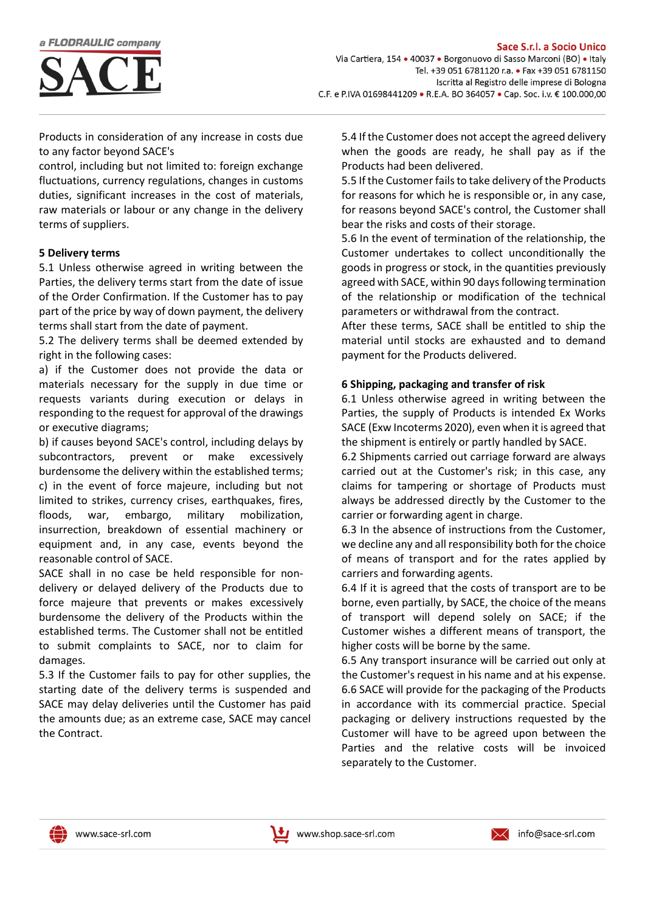Products in consideration of any increase in costs due to any factor beyond SACE's
control, including but not limited to: foreign exchange fluctuations, currency regulations, changes in customs duties, significant increases in the cost of materials, raw materials or labour or any change in the delivery terms of suppliers.

**5 Delivery terms**

5.1 Unless otherwise agreed in writing between the Parties, the delivery terms start from the date of issue of the Order Confirmation. If the Customer has to pay part of the price by way of down payment, the delivery terms shall start from the date of payment.

5.2 The delivery terms shall be deemed extended by right in the following cases:

a) if the Customer does not provide the data or materials necessary for the supply in due time or requests variants during execution or delays in responding to the request for approval of the drawings or executive diagrams;

b) if causes beyond SACE's control, including delays by subcontractors, prevent or make excessively burdensome the delivery within the established terms;

c) in the event of force majeure, including but not limited to strikes, currency crises, earthquakes, fires, floods, war, embargo, military mobilization, insurrection, breakdown of essential machinery or equipment and, in any case, events beyond the reasonable control of SACE.

SACE shall in no case be held responsible for non-delivery or delayed delivery of the Products due to force majeure that prevents or makes excessively burdensome the delivery of the Products within the established terms. The Customer shall not be entitled to submit complaints to SACE, nor to claim for damages.

5.3 If the Customer fails to pay for other supplies, the starting date of the delivery terms is suspended and SACE may delay deliveries until the Customer has paid the amounts due; as an extreme case, SACE may cancel the Contract.

5.4 If the Customer does not accept the agreed delivery when the goods are ready, he shall pay as if the Products had been delivered.

5.5 If the Customer fails to take delivery of the Products for reasons for which he is responsible or, in any case, for reasons beyond SACE's control, the Customer shall bear the risks and costs of their storage.

5.6 In the event of termination of the relationship, the Customer undertakes to collect unconditionally the goods in progress or stock, in the quantities previously agreed with SACE, within 90 days following termination of the relationship or modification of the technical parameters or withdrawal from the contract.

After these terms, SACE shall be entitled to ship the material until stocks are exhausted and to demand payment for the Products delivered.

**6 Shipping, packaging and transfer of risk**

6.1 Unless otherwise agreed in writing between the Parties, the supply of Products is intended Ex Works SACE (Exw Incoterms 2020), even when it is agreed that the shipment is entirely or partly handled by SACE.

6.2 Shipments carried out carriage forward are always carried out at the Customer's risk; in this case, any claims for tampering or shortage of Products must always be addressed directly by the Customer to the carrier or forwarding agent in charge.

6.3 In the absence of instructions from the Customer, we decline any and all responsibility both for the choice of means of transport and for the rates applied by carriers and forwarding agents.

6.4 If it is agreed that the costs of transport are to be borne, even partially, by SACE, the choice of the means of transport will depend solely on SACE; if the Customer wishes a different means of transport, the higher costs will be borne by the same.

6.5 Any transport insurance will be carried out only at the Customer's request in his name and at his expense.

6.6 SACE will provide for the packaging of the Products in accordance with its commercial practice. Special packaging or delivery instructions requested by the Customer will have to be agreed upon between the Parties and the relative costs will be invoiced separately to the Customer.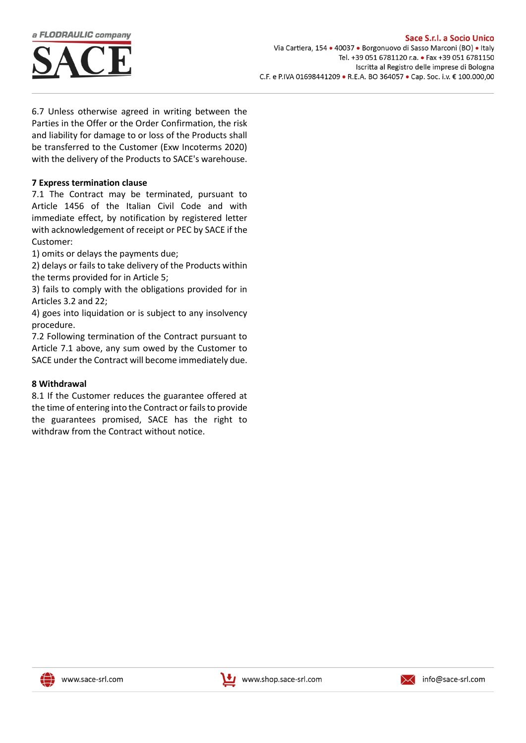6.7 Unless otherwise agreed in writing between the Parties in the Offer or the Order Confirmation, the risk and liability for damage to or loss of the Products shall be transferred to the Customer (Exw Incoterms 2020) with the delivery of the Products to SACE's warehouse.

**7 Express termination clause**

7.1 The Contract may be terminated, pursuant to Article 1456 of the Italian Civil Code and with immediate effect, by notification by registered letter with acknowledgement of receipt or PEC by SACE if the Customer:

1) omits or delays the payments due;
2) delays or fails to take delivery of the Products within the terms provided for in Article 5;
3) fails to comply with the obligations provided for in Articles 3.2 and 22;
4) goes into liquidation or is subject to any insolvency procedure.

7.2 Following termination of the Contract pursuant to Article 7.1 above, any sum owed by the Customer to SACE under the Contract will become immediately due.

**8 Withdrawal**

8.1 If the Customer reduces the guarantee offered at the time of entering into the Contract or fails to provide the guarantees promised, SACE has the right to withdraw from the Contract without notice.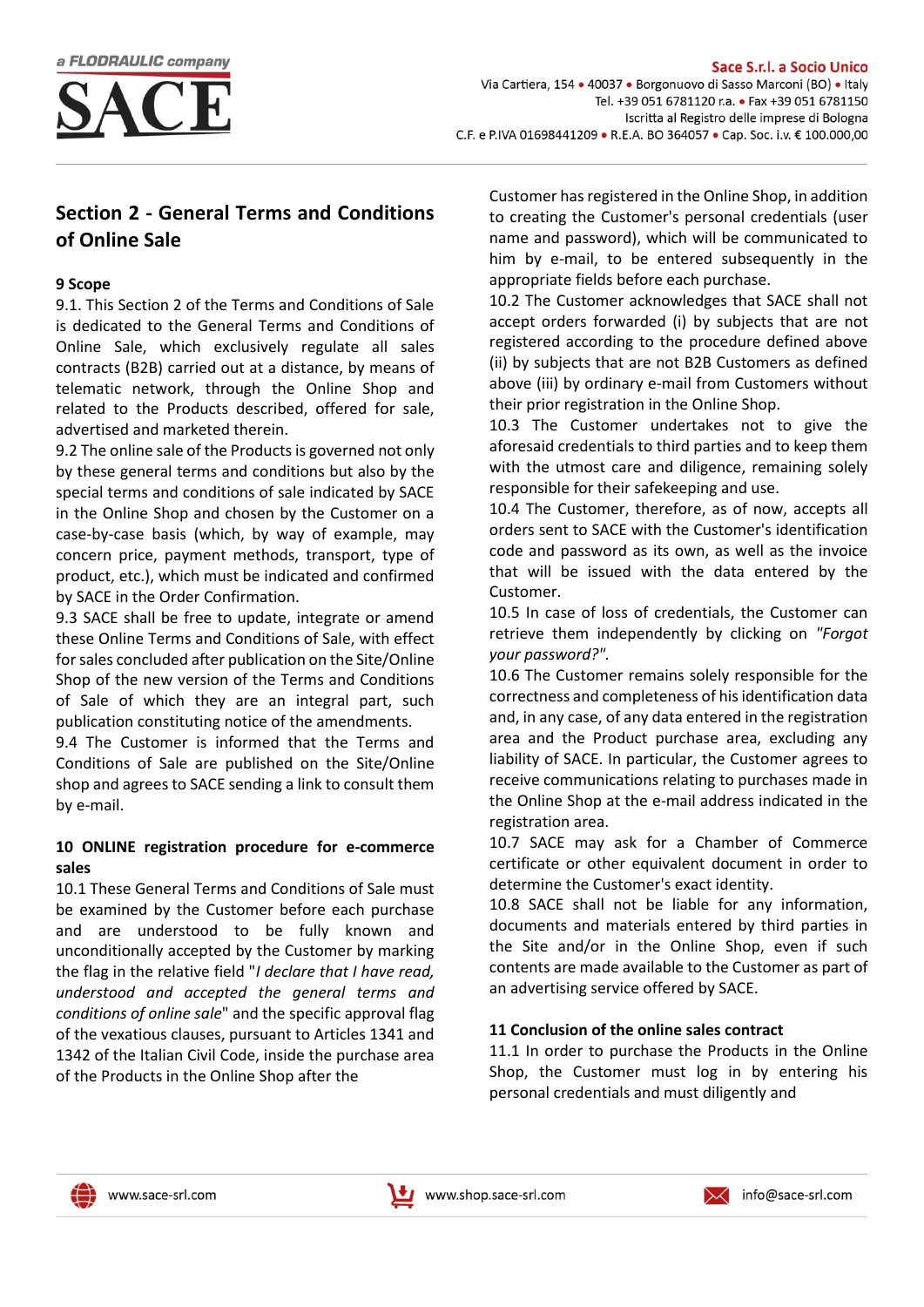## Section 2 - General Terms and Conditions of Online Sale

**9 Scope**

9.1. This Section 2 of the Terms and Conditions of Sale is dedicated to the General Terms and Conditions of Online Sale, which exclusively regulate all sales contracts (B2B) carried out at a distance, by means of telematic network, through the Online Shop and related to the Products described, offered for sale, advertised and marketed therein.

9.2 The online sale of the Products is governed not only by these general terms and conditions but also by the special terms and conditions of sale indicated by SACE in the Online Shop and chosen by the Customer on a case-by-case basis (which, by way of example, may concern price, payment methods, transport, type of product, etc.), which must be indicated and confirmed by SACE in the Order Confirmation.

9.3 SACE shall be free to update, integrate or amend these Online Terms and Conditions of Sale, with effect for sales concluded after publication on the Site/Online Shop of the new version of the Terms and Conditions of Sale of which they are an integral part, such publication constituting notice of the amendments.

9.4 The Customer is informed that the Terms and Conditions of Sale are published on the Site/Online shop and agrees to SACE sending a link to consult them by e-mail.

**10 ONLINE registration procedure for e-commerce sales**

10.1 These General Terms and Conditions of Sale must be examined by the Customer before each purchase and are understood to be fully known and unconditionally accepted by the Customer by marking the flag in the relative field "*I declare that I have read, understood and accepted the general terms and conditions of online sale*" and the specific approval flag of the vexatious clauses, pursuant to Articles 1341 and 1342 of the Italian Civil Code, inside the purchase area of the Products in the Online Shop after the Customer has registered in the Online Shop, in addition to creating the Customer's personal credentials (user name and password), which will be communicated to him by e-mail, to be entered subsequently in the appropriate fields before each purchase.

10.2 The Customer acknowledges that SACE shall not accept orders forwarded (i) by subjects that are not registered according to the procedure defined above (ii) by subjects that are not B2B Customers as defined above (iii) by ordinary e-mail from Customers without their prior registration in the Online Shop.

10.3 The Customer undertakes not to give the aforesaid credentials to third parties and to keep them with the utmost care and diligence, remaining solely responsible for their safekeeping and use.

10.4 The Customer, therefore, as of now, accepts all orders sent to SACE with the Customer's identification code and password as its own, as well as the invoice that will be issued with the data entered by the Customer.

10.5 In case of loss of credentials, the Customer can retrieve them independently by clicking on *"Forgot your password?"*.

10.6 The Customer remains solely responsible for the correctness and completeness of his identification data and, in any case, of any data entered in the registration area and the Product purchase area, excluding any liability of SACE. In particular, the Customer agrees to receive communications relating to purchases made in the Online Shop at the e-mail address indicated in the registration area.

10.7 SACE may ask for a Chamber of Commerce certificate or other equivalent document in order to determine the Customer's exact identity.

10.8 SACE shall not be liable for any information, documents and materials entered by third parties in the Site and/or in the Online Shop, even if such contents are made available to the Customer as part of an advertising service offered by SACE.

**11 Conclusion of the online sales contract**

11.1 In order to purchase the Products in the Online Shop, the Customer must log in by entering his personal credentials and must diligently and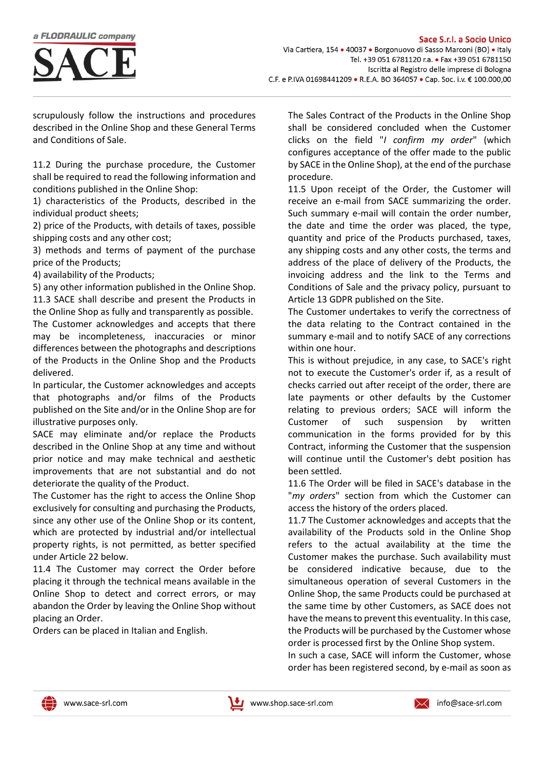scrupulously follow the instructions and procedures described in the Online Shop and these General Terms and Conditions of Sale.

11.2 During the purchase procedure, the Customer shall be required to read the following information and conditions published in the Online Shop:

1) characteristics of the Products, described in the individual product sheets;
2) price of the Products, with details of taxes, possible shipping costs and any other cost;
3) methods and terms of payment of the purchase price of the Products;
4) availability of the Products;
5) any other information published in the Online Shop.

11.3 SACE shall describe and present the Products in the Online Shop as fully and transparently as possible. The Customer acknowledges and accepts that there may be incompleteness, inaccuracies or minor differences between the photographs and descriptions of the Products in the Online Shop and the Products delivered.

In particular, the Customer acknowledges and accepts that photographs and/or films of the Products published on the Site and/or in the Online Shop are for illustrative purposes only.

SACE may eliminate and/or replace the Products described in the Online Shop at any time and without prior notice and may make technical and aesthetic improvements that are not substantial and do not deteriorate the quality of the Product.

The Customer has the right to access the Online Shop exclusively for consulting and purchasing the Products, since any other use of the Online Shop or its content, which are protected by industrial and/or intellectual property rights, is not permitted, as better specified under Article 22 below.

11.4 The Customer may correct the Order before placing it through the technical means available in the Online Shop to detect and correct errors, or may abandon the Order by leaving the Online Shop without placing an Order.

Orders can be placed in Italian and English.

The Sales Contract of the Products in the Online Shop shall be considered concluded when the Customer clicks on the field "*I confirm my order*" (which configures acceptance of the offer made to the public by SACE in the Online Shop), at the end of the purchase procedure.

11.5 Upon receipt of the Order, the Customer will receive an e-mail from SACE summarizing the order. Such summary e-mail will contain the order number, the date and time the order was placed, the type, quantity and price of the Products purchased, taxes, any shipping costs and any other costs, the terms and address of the place of delivery of the Products, the invoicing address and the link to the Terms and Conditions of Sale and the privacy policy, pursuant to Article 13 GDPR published on the Site.

The Customer undertakes to verify the correctness of the data relating to the Contract contained in the summary e-mail and to notify SACE of any corrections within one hour.

This is without prejudice, in any case, to SACE's right not to execute the Customer's order if, as a result of checks carried out after receipt of the order, there are late payments or other defaults by the Customer relating to previous orders; SACE will inform the Customer of such suspension by written communication in the forms provided for by this Contract, informing the Customer that the suspension will continue until the Customer's debt position has been settled.

11.6 The Order will be filed in SACE's database in the "*my orders*" section from which the Customer can access the history of the orders placed.

11.7 The Customer acknowledges and accepts that the availability of the Products sold in the Online Shop refers to the actual availability at the time the Customer makes the purchase. Such availability must be considered indicative because, due to the simultaneous operation of several Customers in the Online Shop, the same Products could be purchased at the same time by other Customers, as SACE does not have the means to prevent this eventuality. In this case, the Products will be purchased by the Customer whose order is processed first by the Online Shop system.

In such a case, SACE will inform the Customer, whose order has been registered second, by e-mail as soon as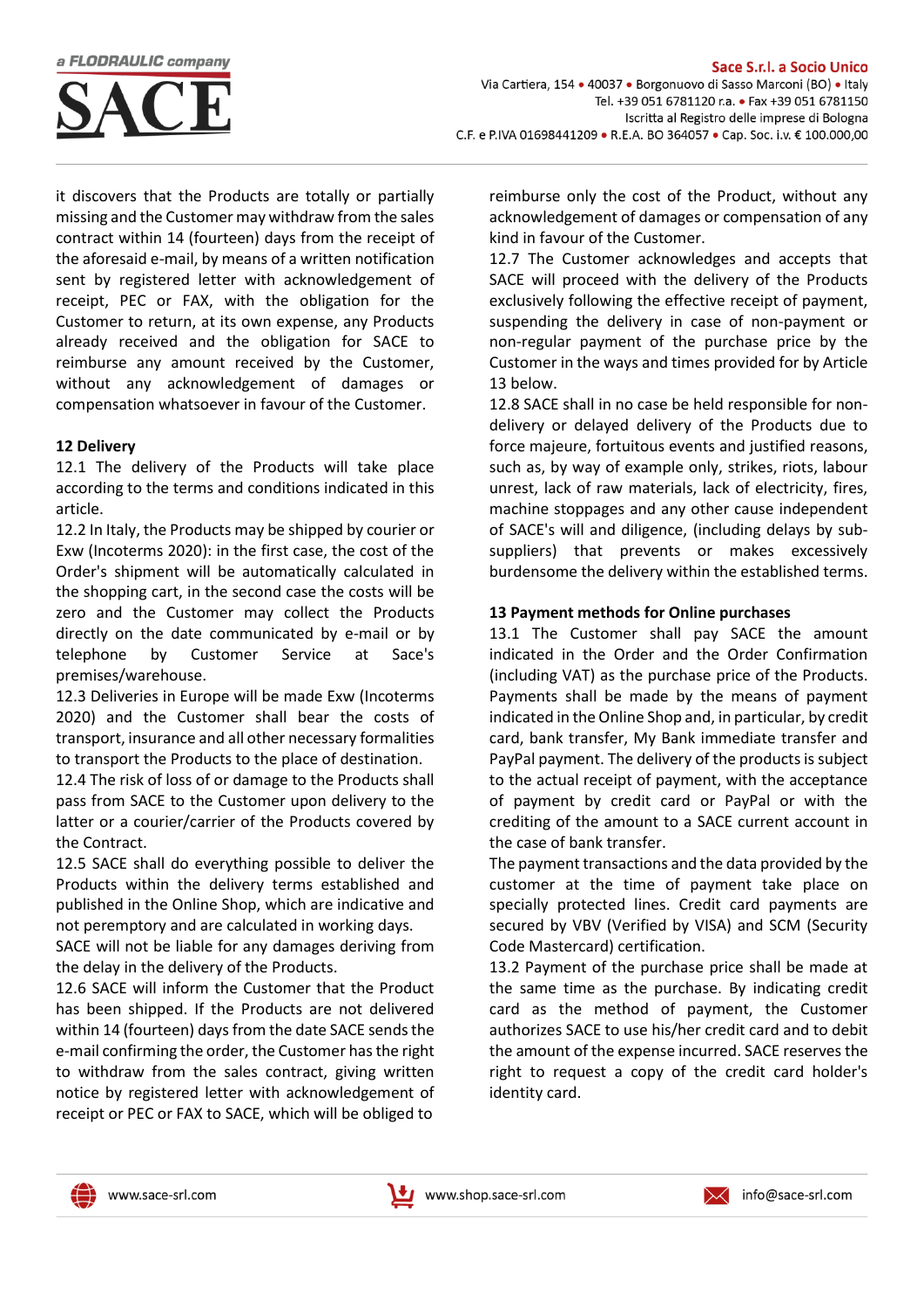it discovers that the Products are totally or partially missing and the Customer may withdraw from the sales contract within 14 (fourteen) days from the receipt of the aforesaid e-mail, by means of a written notification sent by registered letter with acknowledgement of receipt, PEC or FAX, with the obligation for the Customer to return, at its own expense, any Products already received and the obligation for SACE to reimburse any amount received by the Customer, without any acknowledgement of damages or compensation whatsoever in favour of the Customer.

## 12 Delivery

12.1 The delivery of the Products will take place according to the terms and conditions indicated in this article.

12.2 In Italy, the Products may be shipped by courier or Exw (Incoterms 2020): in the first case, the cost of the Order's shipment will be automatically calculated in the shopping cart, in the second case the costs will be zero and the Customer may collect the Products directly on the date communicated by e-mail or by telephone by Customer Service at Sace's premises/warehouse.

12.3 Deliveries in Europe will be made Exw (Incoterms 2020) and the Customer shall bear the costs of transport, insurance and all other necessary formalities to transport the Products to the place of destination.

12.4 The risk of loss of or damage to the Products shall pass from SACE to the Customer upon delivery to the latter or a courier/carrier of the Products covered by the Contract.

12.5 SACE shall do everything possible to deliver the Products within the delivery terms established and published in the Online Shop, which are indicative and not peremptory and are calculated in working days.

SACE will not be liable for any damages deriving from the delay in the delivery of the Products.

12.6 SACE will inform the Customer that the Product has been shipped. If the Products are not delivered within 14 (fourteen) days from the date SACE sends the e-mail confirming the order, the Customer has the right to withdraw from the sales contract, giving written notice by registered letter with acknowledgement of receipt or PEC or FAX to SACE, which will be obliged to reimburse only the cost of the Product, without any acknowledgement of damages or compensation of any kind in favour of the Customer.

12.7 The Customer acknowledges and accepts that SACE will proceed with the delivery of the Products exclusively following the effective receipt of payment, suspending the delivery in case of non-payment or non-regular payment of the purchase price by the Customer in the ways and times provided for by Article 13 below.

12.8 SACE shall in no case be held responsible for non-delivery or delayed delivery of the Products due to force majeure, fortuitous events and justified reasons, such as, by way of example only, strikes, riots, labour unrest, lack of raw materials, lack of electricity, fires, machine stoppages and any other cause independent of SACE's will and diligence, (including delays by sub-suppliers) that prevents or makes excessively burdensome the delivery within the established terms.

## 13 Payment methods for Online purchases

13.1 The Customer shall pay SACE the amount indicated in the Order and the Order Confirmation (including VAT) as the purchase price of the Products. Payments shall be made by the means of payment indicated in the Online Shop and, in particular, by credit card, bank transfer, My Bank immediate transfer and PayPal payment. The delivery of the products is subject to the actual receipt of payment, with the acceptance of payment by credit card or PayPal or with the crediting of the amount to a SACE current account in the case of bank transfer.

The payment transactions and the data provided by the customer at the time of payment take place on specially protected lines. Credit card payments are secured by VBV (Verified by VISA) and SCM (Security Code Mastercard) certification.

13.2 Payment of the purchase price shall be made at the same time as the purchase. By indicating credit card as the method of payment, the Customer authorizes SACE to use his/her credit card and to debit the amount of the expense incurred. SACE reserves the right to request a copy of the credit card holder's identity card.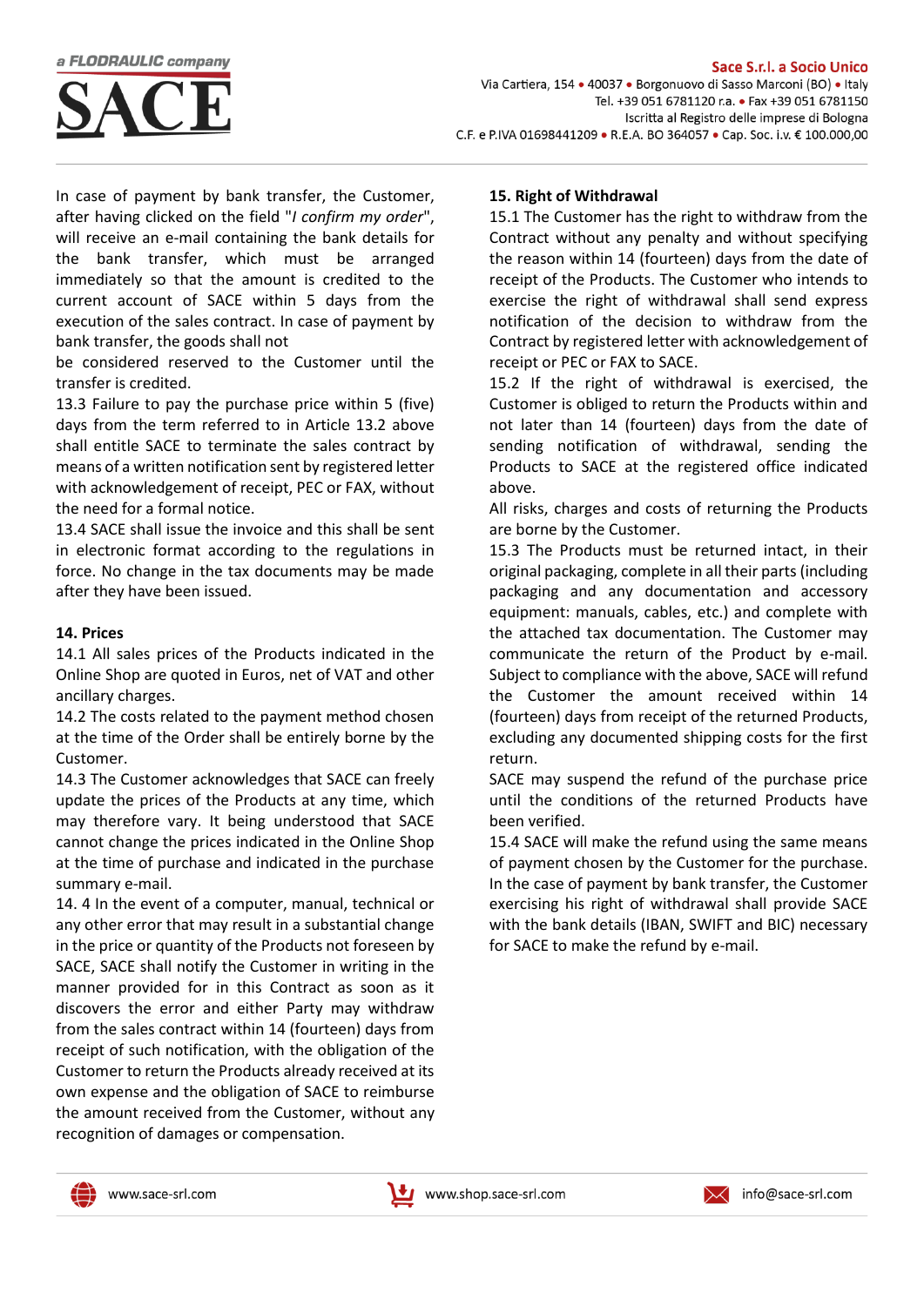In case of payment by bank transfer, the Customer, after having clicked on the field "*I confirm my order*", will receive an e-mail containing the bank details for the bank transfer, which must be arranged immediately so that the amount is credited to the current account of SACE within 5 days from the execution of the sales contract. In case of payment by bank transfer, the goods shall not be considered reserved to the Customer until the transfer is credited.

13.3 Failure to pay the purchase price within 5 (five) days from the term referred to in Article 13.2 above shall entitle SACE to terminate the sales contract by means of a written notification sent by registered letter with acknowledgement of receipt, PEC or FAX, without the need for a formal notice.

13.4 SACE shall issue the invoice and this shall be sent in electronic format according to the regulations in force. No change in the tax documents may be made after they have been issued.

**14. Prices**

14.1 All sales prices of the Products indicated in the Online Shop are quoted in Euros, net of VAT and other ancillary charges.

14.2 The costs related to the payment method chosen at the time of the Order shall be entirely borne by the Customer.

14.3 The Customer acknowledges that SACE can freely update the prices of the Products at any time, which may therefore vary. It being understood that SACE cannot change the prices indicated in the Online Shop at the time of purchase and indicated in the purchase summary e-mail.

14. 4 In the event of a computer, manual, technical or any other error that may result in a substantial change in the price or quantity of the Products not foreseen by SACE, SACE shall notify the Customer in writing in the manner provided for in this Contract as soon as it discovers the error and either Party may withdraw from the sales contract within 14 (fourteen) days from receipt of such notification, with the obligation of the Customer to return the Products already received at its own expense and the obligation of SACE to reimburse the amount received from the Customer, without any recognition of damages or compensation.

**15. Right of Withdrawal**

15.1 The Customer has the right to withdraw from the Contract without any penalty and without specifying the reason within 14 (fourteen) days from the date of receipt of the Products. The Customer who intends to exercise the right of withdrawal shall send express notification of the decision to withdraw from the Contract by registered letter with acknowledgement of receipt or PEC or FAX to SACE.

15.2 If the right of withdrawal is exercised, the Customer is obliged to return the Products within and not later than 14 (fourteen) days from the date of sending notification of withdrawal, sending the Products to SACE at the registered office indicated above.

All risks, charges and costs of returning the Products are borne by the Customer.

15.3 The Products must be returned intact, in their original packaging, complete in all their parts (including packaging and any documentation and accessory equipment: manuals, cables, etc.) and complete with the attached tax documentation. The Customer may communicate the return of the Product by e-mail. Subject to compliance with the above, SACE will refund the Customer the amount received within 14 (fourteen) days from receipt of the returned Products, excluding any documented shipping costs for the first return.

SACE may suspend the refund of the purchase price until the conditions of the returned Products have been verified.

15.4 SACE will make the refund using the same means of payment chosen by the Customer for the purchase. In the case of payment by bank transfer, the Customer exercising his right of withdrawal shall provide SACE with the bank details (IBAN, SWIFT and BIC) necessary for SACE to make the refund by e-mail.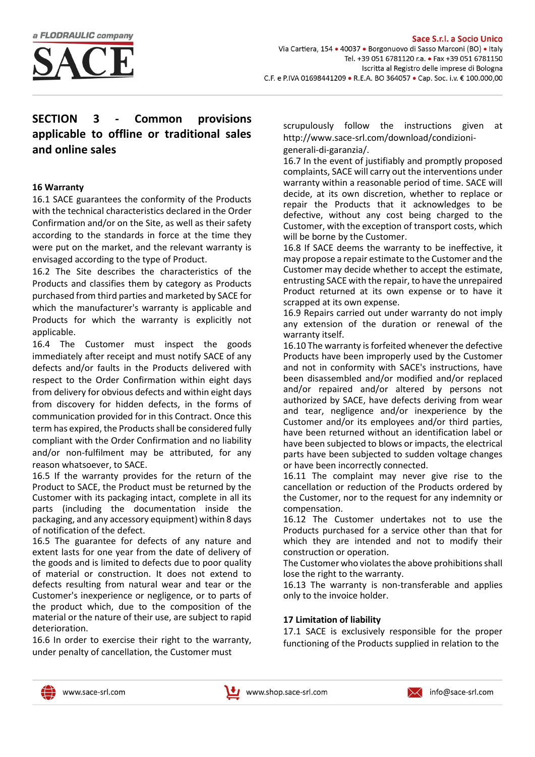## SECTION 3 - Common provisions applicable to offline or traditional sales and online sales

### 16 Warranty

16.1 SACE guarantees the conformity of the Products with the technical characteristics declared in the Order Confirmation and/or on the Site, as well as their safety according to the standards in force at the time they were put on the market, and the relevant warranty is envisaged according to the type of Product.

16.2 The Site describes the characteristics of the Products and classifies them by category as Products purchased from third parties and marketed by SACE for which the manufacturer's warranty is applicable and Products for which the warranty is explicitly not applicable.

16.4 The Customer must inspect the goods immediately after receipt and must notify SACE of any defects and/or faults in the Products delivered with respect to the Order Confirmation within eight days from delivery for obvious defects and within eight days from discovery for hidden defects, in the forms of communication provided for in this Contract. Once this term has expired, the Products shall be considered fully compliant with the Order Confirmation and no liability and/or non-fulfilment may be attributed, for any reason whatsoever, to SACE.

16.5 If the warranty provides for the return of the Product to SACE, the Product must be returned by the Customer with its packaging intact, complete in all its parts (including the documentation inside the packaging, and any accessory equipment) within 8 days of notification of the defect.

16.5 The guarantee for defects of any nature and extent lasts for one year from the date of delivery of the goods and is limited to defects due to poor quality of material or construction. It does not extend to defects resulting from natural wear and tear or the Customer's inexperience or negligence, or to parts of the product which, due to the composition of the material or the nature of their use, are subject to rapid deterioration.

16.6 In order to exercise their right to the warranty, under penalty of cancellation, the Customer must scrupulously follow the instructions given at http://www.sace-srl.com/download/condizioni-generali-di-garanzia/.

16.7 In the event of justifiably and promptly proposed complaints, SACE will carry out the interventions under warranty within a reasonable period of time. SACE will decide, at its own discretion, whether to replace or repair the Products that it acknowledges to be defective, without any cost being charged to the Customer, with the exception of transport costs, which will be borne by the Customer.

16.8 If SACE deems the warranty to be ineffective, it may propose a repair estimate to the Customer and the Customer may decide whether to accept the estimate, entrusting SACE with the repair, to have the unrepaired Product returned at its own expense or to have it scrapped at its own expense.

16.9 Repairs carried out under warranty do not imply any extension of the duration or renewal of the warranty itself.

16.10 The warranty is forfeited whenever the defective Products have been improperly used by the Customer and not in conformity with SACE's instructions, have been disassembled and/or modified and/or replaced and/or repaired and/or altered by persons not authorized by SACE, have defects deriving from wear and tear, negligence and/or inexperience by the Customer and/or its employees and/or third parties, have been returned without an identification label or have been subjected to blows or impacts, the electrical parts have been subjected to sudden voltage changes or have been incorrectly connected.

16.11 The complaint may never give rise to the cancellation or reduction of the Products ordered by the Customer, nor to the request for any indemnity or compensation.

16.12 The Customer undertakes not to use the Products purchased for a service other than that for which they are intended and not to modify their construction or operation.

The Customer who violates the above prohibitions shall lose the right to the warranty.

16.13 The warranty is non-transferable and applies only to the invoice holder.

### 17 Limitation of liability

17.1 SACE is exclusively responsible for the proper functioning of the Products supplied in relation to the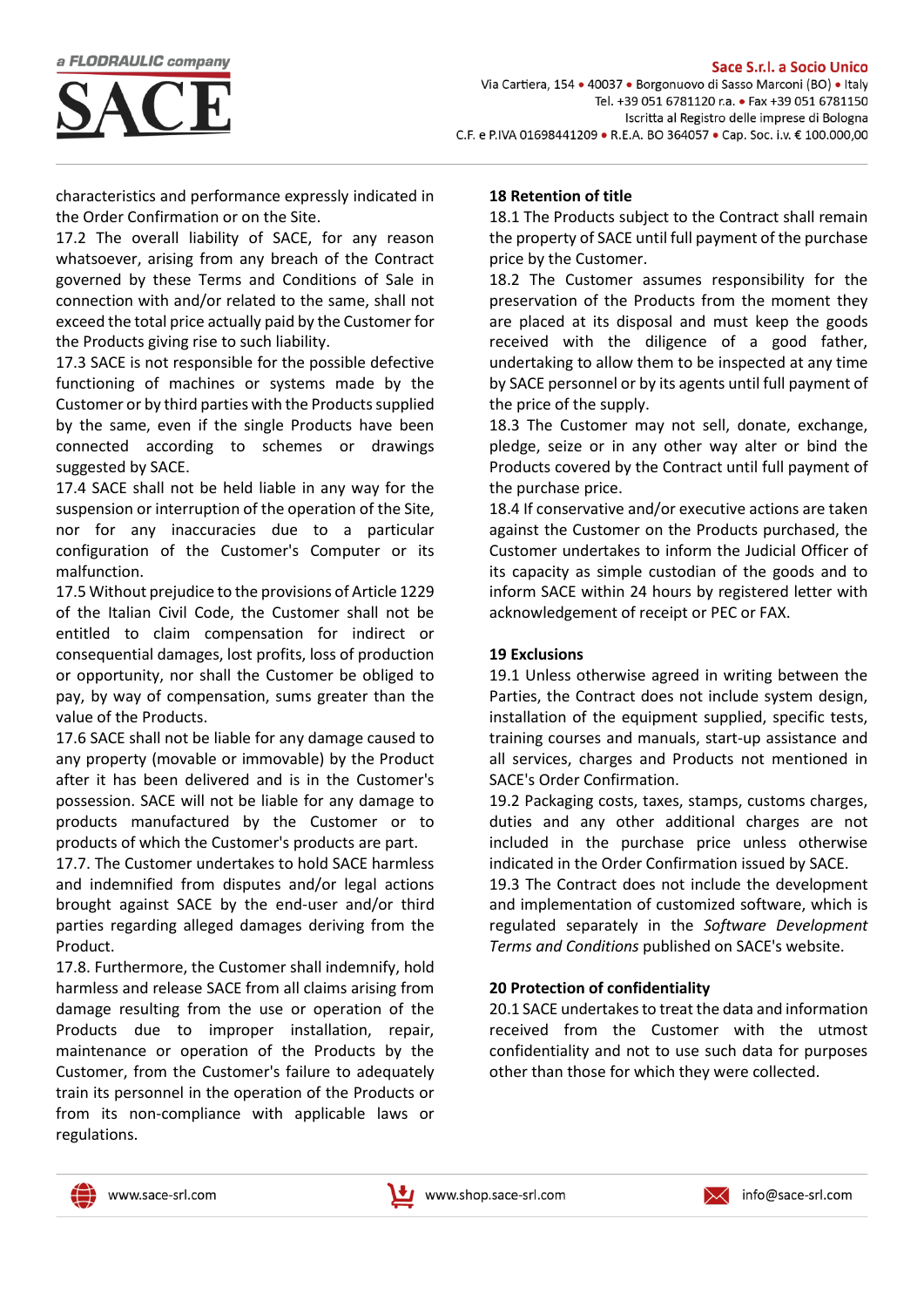characteristics and performance expressly indicated in the Order Confirmation or on the Site.

17.2 The overall liability of SACE, for any reason whatsoever, arising from any breach of the Contract governed by these Terms and Conditions of Sale in connection with and/or related to the same, shall not exceed the total price actually paid by the Customer for the Products giving rise to such liability.

17.3 SACE is not responsible for the possible defective functioning of machines or systems made by the Customer or by third parties with the Products supplied by the same, even if the single Products have been connected according to schemes or drawings suggested by SACE.

17.4 SACE shall not be held liable in any way for the suspension or interruption of the operation of the Site, nor for any inaccuracies due to a particular configuration of the Customer's Computer or its malfunction.

17.5 Without prejudice to the provisions of Article 1229 of the Italian Civil Code, the Customer shall not be entitled to claim compensation for indirect or consequential damages, lost profits, loss of production or opportunity, nor shall the Customer be obliged to pay, by way of compensation, sums greater than the value of the Products.

17.6 SACE shall not be liable for any damage caused to any property (movable or immovable) by the Product after it has been delivered and is in the Customer's possession. SACE will not be liable for any damage to products manufactured by the Customer or to products of which the Customer's products are part.

17.7. The Customer undertakes to hold SACE harmless and indemnified from disputes and/or legal actions brought against SACE by the end-user and/or third parties regarding alleged damages deriving from the Product.

17.8. Furthermore, the Customer shall indemnify, hold harmless and release SACE from all claims arising from damage resulting from the use or operation of the Products due to improper installation, repair, maintenance or operation of the Products by the Customer, from the Customer's failure to adequately train its personnel in the operation of the Products or from its non-compliance with applicable laws or regulations.

## 18 Retention of title

18.1 The Products subject to the Contract shall remain the property of SACE until full payment of the purchase price by the Customer.

18.2 The Customer assumes responsibility for the preservation of the Products from the moment they are placed at its disposal and must keep the goods received with the diligence of a good father, undertaking to allow them to be inspected at any time by SACE personnel or by its agents until full payment of the price of the supply.

18.3 The Customer may not sell, donate, exchange, pledge, seize or in any other way alter or bind the Products covered by the Contract until full payment of the purchase price.

18.4 If conservative and/or executive actions are taken against the Customer on the Products purchased, the Customer undertakes to inform the Judicial Officer of its capacity as simple custodian of the goods and to inform SACE within 24 hours by registered letter with acknowledgement of receipt or PEC or FAX.

## 19 Exclusions

19.1 Unless otherwise agreed in writing between the Parties, the Contract does not include system design, installation of the equipment supplied, specific tests, training courses and manuals, start-up assistance and all services, charges and Products not mentioned in SACE's Order Confirmation.

19.2 Packaging costs, taxes, stamps, customs charges, duties and any other additional charges are not included in the purchase price unless otherwise indicated in the Order Confirmation issued by SACE.

19.3 The Contract does not include the development and implementation of customized software, which is regulated separately in the *Software Development Terms and Conditions* published on SACE's website.

## 20 Protection of confidentiality

20.1 SACE undertakes to treat the data and information received from the Customer with the utmost confidentiality and not to use such data for purposes other than those for which they were collected.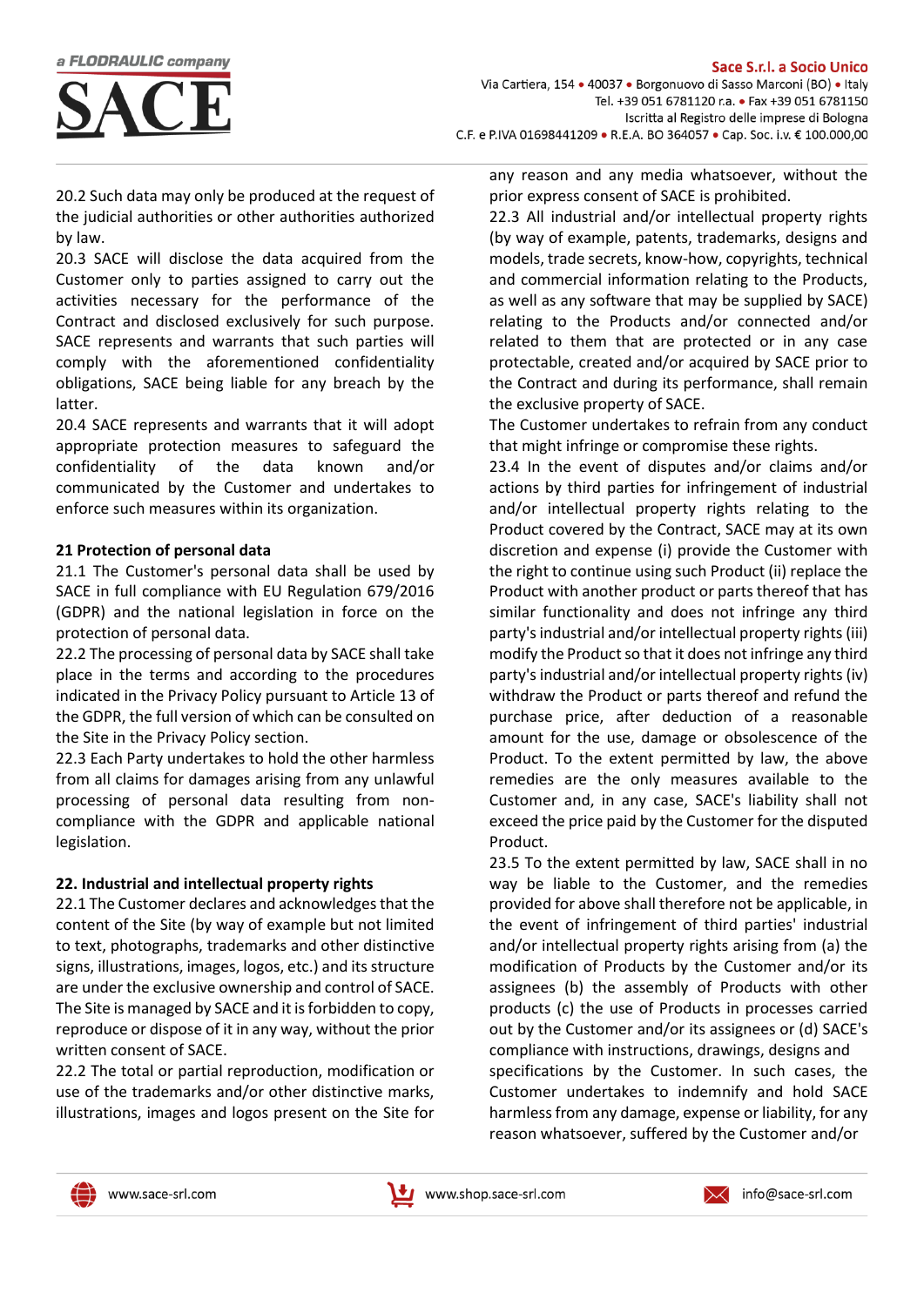20.2 Such data may only be produced at the request of the judicial authorities or other authorities authorized by law.

20.3 SACE will disclose the data acquired from the Customer only to parties assigned to carry out the activities necessary for the performance of the Contract and disclosed exclusively for such purpose. SACE represents and warrants that such parties will comply with the aforementioned confidentiality obligations, SACE being liable for any breach by the latter.

20.4 SACE represents and warrants that it will adopt appropriate protection measures to safeguard the confidentiality of the data known and/or communicated by the Customer and undertakes to enforce such measures within its organization.

**21 Protection of personal data**

21.1 The Customer's personal data shall be used by SACE in full compliance with EU Regulation 679/2016 (GDPR) and the national legislation in force on the protection of personal data.

22.2 The processing of personal data by SACE shall take place in the terms and according to the procedures indicated in the Privacy Policy pursuant to Article 13 of the GDPR, the full version of which can be consulted on the Site in the Privacy Policy section.

22.3 Each Party undertakes to hold the other harmless from all claims for damages arising from any unlawful processing of personal data resulting from non-compliance with the GDPR and applicable national legislation.

**22. Industrial and intellectual property rights**

22.1 The Customer declares and acknowledges that the content of the Site (by way of example but not limited to text, photographs, trademarks and other distinctive signs, illustrations, images, logos, etc.) and its structure are under the exclusive ownership and control of SACE. The Site is managed by SACE and it is forbidden to copy, reproduce or dispose of it in any way, without the prior written consent of SACE.

22.2 The total or partial reproduction, modification or use of the trademarks and/or other distinctive marks, illustrations, images and logos present on the Site for any reason and any media whatsoever, without the prior express consent of SACE is prohibited.

22.3 All industrial and/or intellectual property rights (by way of example, patents, trademarks, designs and models, trade secrets, know-how, copyrights, technical and commercial information relating to the Products, as well as any software that may be supplied by SACE) relating to the Products and/or connected and/or related to them that are protected or in any case protectable, created and/or acquired by SACE prior to the Contract and during its performance, shall remain the exclusive property of SACE.

The Customer undertakes to refrain from any conduct that might infringe or compromise these rights.

23.4 In the event of disputes and/or claims and/or actions by third parties for infringement of industrial and/or intellectual property rights relating to the Product covered by the Contract, SACE may at its own discretion and expense (i) provide the Customer with the right to continue using such Product (ii) replace the Product with another product or parts thereof that has similar functionality and does not infringe any third party's industrial and/or intellectual property rights (iii) modify the Product so that it does not infringe any third party's industrial and/or intellectual property rights (iv) withdraw the Product or parts thereof and refund the purchase price, after deduction of a reasonable amount for the use, damage or obsolescence of the Product. To the extent permitted by law, the above remedies are the only measures available to the Customer and, in any case, SACE's liability shall not exceed the price paid by the Customer for the disputed Product.

23.5 To the extent permitted by law, SACE shall in no way be liable to the Customer, and the remedies provided for above shall therefore not be applicable, in the event of infringement of third parties' industrial and/or intellectual property rights arising from (a) the modification of Products by the Customer and/or its assignees (b) the assembly of Products with other products (c) the use of Products in processes carried out by the Customer and/or its assignees or (d) SACE's compliance with instructions, drawings, designs and specifications by the Customer. In such cases, the Customer undertakes to indemnify and hold SACE harmless from any damage, expense or liability, for any reason whatsoever, suffered by the Customer and/or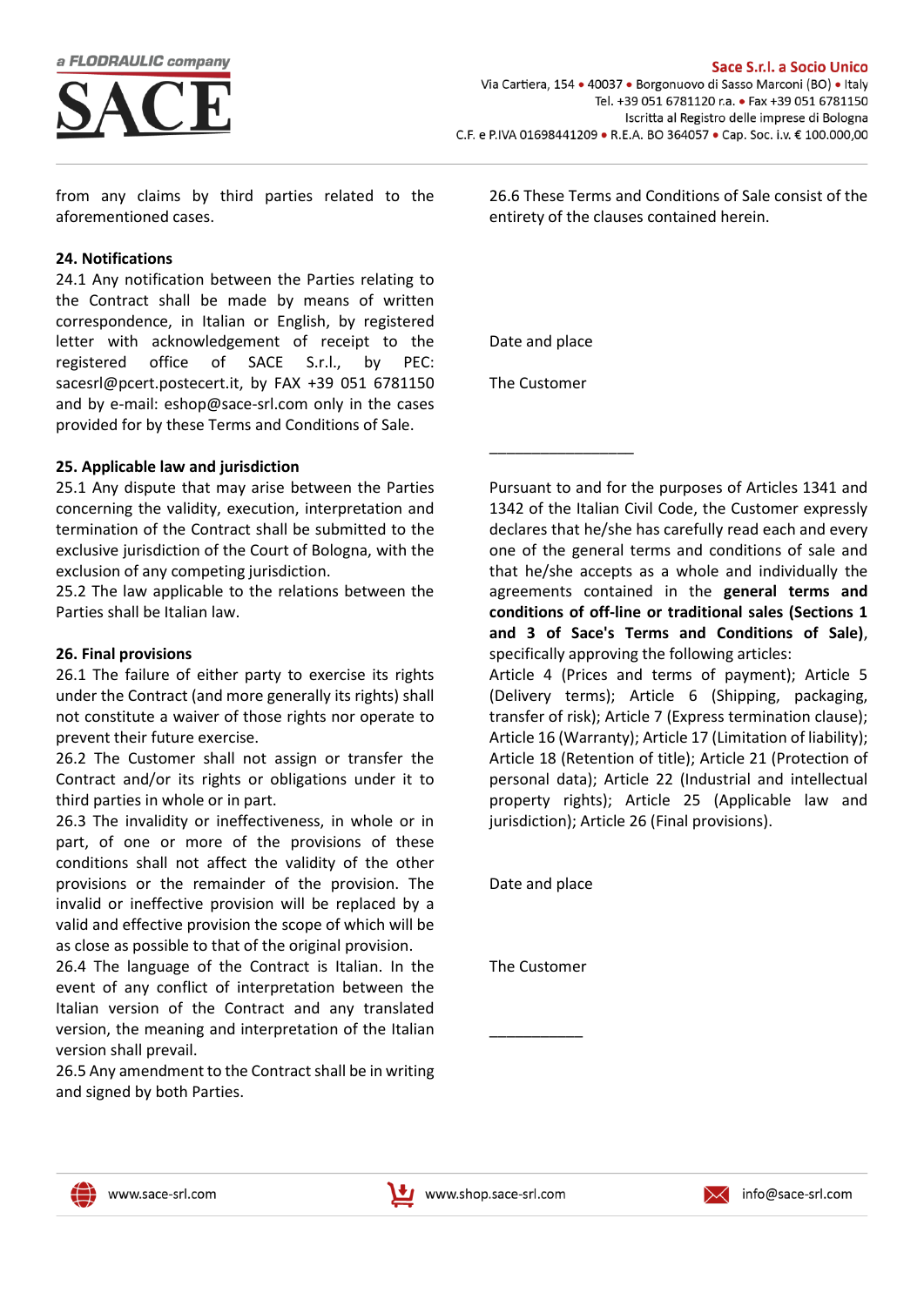from any claims by third parties related to the aforementioned cases.

**24. Notifications**

24.1 Any notification between the Parties relating to the Contract shall be made by means of written correspondence, in Italian or English, by registered letter with acknowledgement of receipt to the registered office of SACE S.r.l., by PEC: sacesrl@pcert.postecert.it, by FAX +39 051 6781150 and by e-mail: eshop@sace-srl.com only in the cases provided for by these Terms and Conditions of Sale.

**25. Applicable law and jurisdiction**

25.1 Any dispute that may arise between the Parties concerning the validity, execution, interpretation and termination of the Contract shall be submitted to the exclusive jurisdiction of the Court of Bologna, with the exclusion of any competing jurisdiction.

25.2 The law applicable to the relations between the Parties shall be Italian law.

**26. Final provisions**

26.1 The failure of either party to exercise its rights under the Contract (and more generally its rights) shall not constitute a waiver of those rights nor operate to prevent their future exercise.

26.2 The Customer shall not assign or transfer the Contract and/or its rights or obligations under it to third parties in whole or in part.

26.3 The invalidity or ineffectiveness, in whole or in part, of one or more of the provisions of these conditions shall not affect the validity of the other provisions or the remainder of the provision. The invalid or ineffective provision will be replaced by a valid and effective provision the scope of which will be as close as possible to that of the original provision.

26.4 The language of the Contract is Italian. In the event of any conflict of interpretation between the Italian version of the Contract and any translated version, the meaning and interpretation of the Italian version shall prevail.

26.5 Any amendment to the Contract shall be in writing and signed by both Parties.

26.6 These Terms and Conditions of Sale consist of the entirety of the clauses contained herein.

Date and place

The Customer

_________________

Pursuant to and for the purposes of Articles 1341 and 1342 of the Italian Civil Code, the Customer expressly declares that he/she has carefully read each and every one of the general terms and conditions of sale and that he/she accepts as a whole and individually the agreements contained in the **general terms and conditions of off-line or traditional sales (Sections 1 and 3 of Sace's Terms and Conditions of Sale)**, specifically approving the following articles:

Article 4 (Prices and terms of payment); Article 5 (Delivery terms); Article 6 (Shipping, packaging, transfer of risk); Article 7 (Express termination clause); Article 16 (Warranty); Article 17 (Limitation of liability); Article 18 (Retention of title); Article 21 (Protection of personal data); Article 22 (Industrial and intellectual property rights); Article 25 (Applicable law and jurisdiction); Article 26 (Final provisions).

Date and place

The Customer

___________